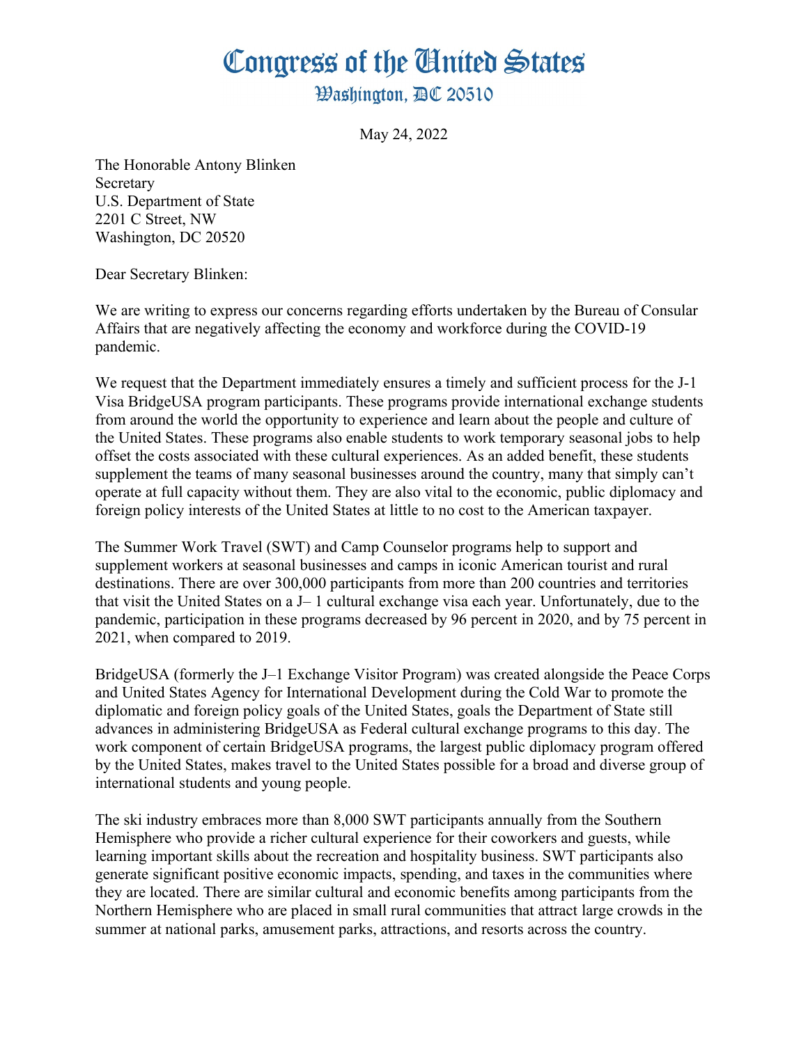# Congress of the United States

## Washington, DC 20510

May 24, 2022

The Honorable Antony Blinken
Secretary
U.S. Department of State
2201 C Street, NW
Washington, DC 20520

Dear Secretary Blinken:

We are writing to express our concerns regarding efforts undertaken by the Bureau of Consular Affairs that are negatively affecting the economy and workforce during the COVID-19 pandemic.

We request that the Department immediately ensures a timely and sufficient process for the J-1 Visa BridgeUSA program participants. These programs provide international exchange students from around the world the opportunity to experience and learn about the people and culture of the United States. These programs also enable students to work temporary seasonal jobs to help offset the costs associated with these cultural experiences. As an added benefit, these students supplement the teams of many seasonal businesses around the country, many that simply can't operate at full capacity without them. They are also vital to the economic, public diplomacy and foreign policy interests of the United States at little to no cost to the American taxpayer.

The Summer Work Travel (SWT) and Camp Counselor programs help to support and supplement workers at seasonal businesses and camps in iconic American tourist and rural destinations. There are over 300,000 participants from more than 200 countries and territories that visit the United States on a J– 1 cultural exchange visa each year. Unfortunately, due to the pandemic, participation in these programs decreased by 96 percent in 2020, and by 75 percent in 2021, when compared to 2019.

BridgeUSA (formerly the J–1 Exchange Visitor Program) was created alongside the Peace Corps and United States Agency for International Development during the Cold War to promote the diplomatic and foreign policy goals of the United States, goals the Department of State still advances in administering BridgeUSA as Federal cultural exchange programs to this day. The work component of certain BridgeUSA programs, the largest public diplomacy program offered by the United States, makes travel to the United States possible for a broad and diverse group of international students and young people.

The ski industry embraces more than 8,000 SWT participants annually from the Southern Hemisphere who provide a richer cultural experience for their coworkers and guests, while learning important skills about the recreation and hospitality business. SWT participants also generate significant positive economic impacts, spending, and taxes in the communities where they are located. There are similar cultural and economic benefits among participants from the Northern Hemisphere who are placed in small rural communities that attract large crowds in the summer at national parks, amusement parks, attractions, and resorts across the country.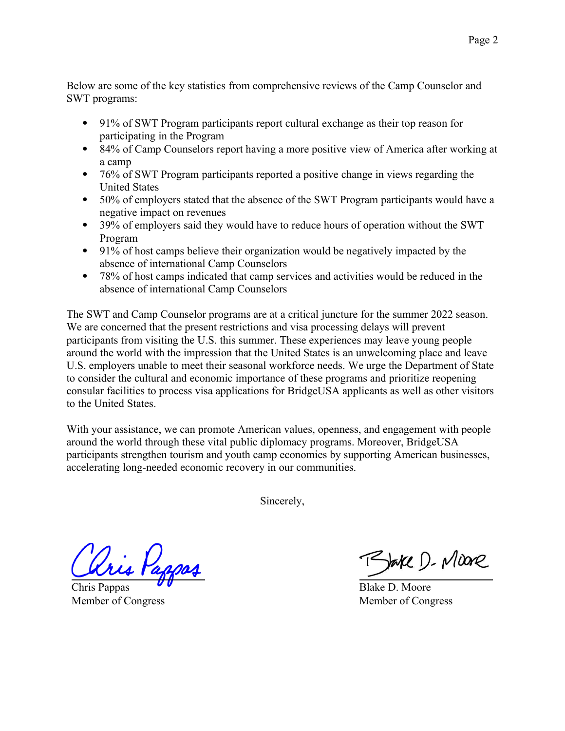Below are some of the key statistics from comprehensive reviews of the Camp Counselor and SWT programs:

- 91% of SWT Program participants report cultural exchange as their top reason for participating in the Program
- 84% of Camp Counselors report having a more positive view of America after working at a camp
- 76% of SWT Program participants reported a positive change in views regarding the United States
- 50% of employers stated that the absence of the SWT Program participants would have a negative impact on revenues
- 39% of employers said they would have to reduce hours of operation without the SWT Program
- 91% of host camps believe their organization would be negatively impacted by the absence of international Camp Counselors
- 78% of host camps indicated that camp services and activities would be reduced in the absence of international Camp Counselors

The SWT and Camp Counselor programs are at a critical juncture for the summer 2022 season. We are concerned that the present restrictions and visa processing delays will prevent participants from visiting the U.S. this summer. These experiences may leave young people around the world with the impression that the United States is an unwelcoming place and leave U.S. employers unable to meet their seasonal workforce needs. We urge the Department of State to consider the cultural and economic importance of these programs and prioritize reopening consular facilities to process visa applications for BridgeUSA applicants as well as other visitors to the United States.

With your assistance, we can promote American values, openness, and engagement with people around the world through these vital public diplomacy programs. Moreover, BridgeUSA participants strengthen tourism and youth camp economies by supporting American businesses, accelerating long-needed economic recovery in our communities.

Sincerely,

Chris Pappas
Member of Congress

Blake D. Moore
Member of Congress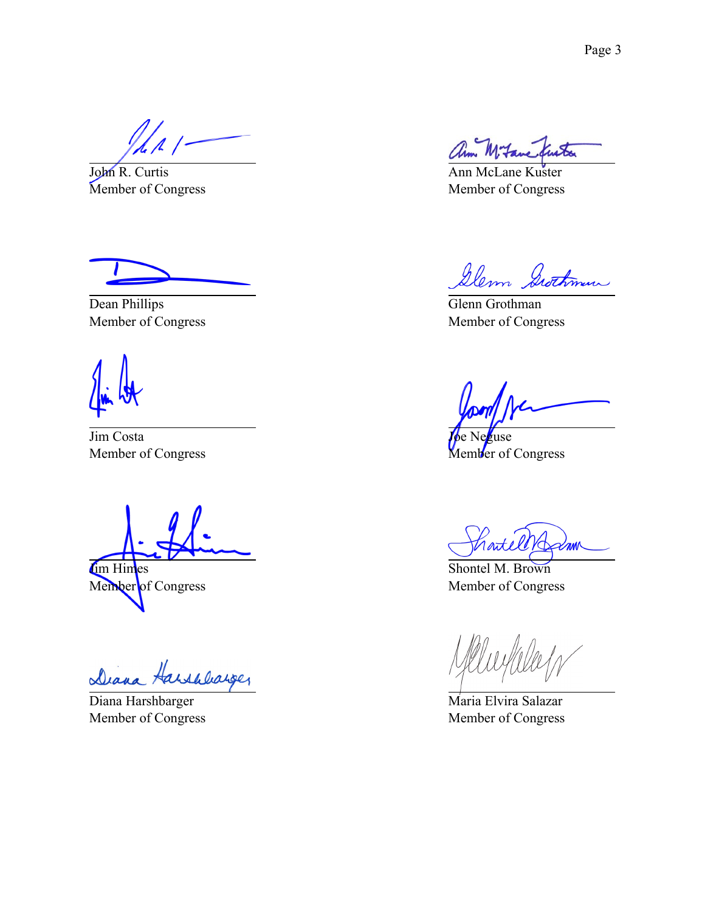John R. Curtis
Member of Congress

Ann McLane Kuster
Member of Congress

Dean Phillips
Member of Congress

Glenn Grothman
Member of Congress

Jim Costa
Member of Congress

Joe Neguse
Member of Congress

Jim Himes
Member of Congress

Shontel M. Brown
Member of Congress

Diana Harshbarger
Member of Congress

Maria Elvira Salazar
Member of Congress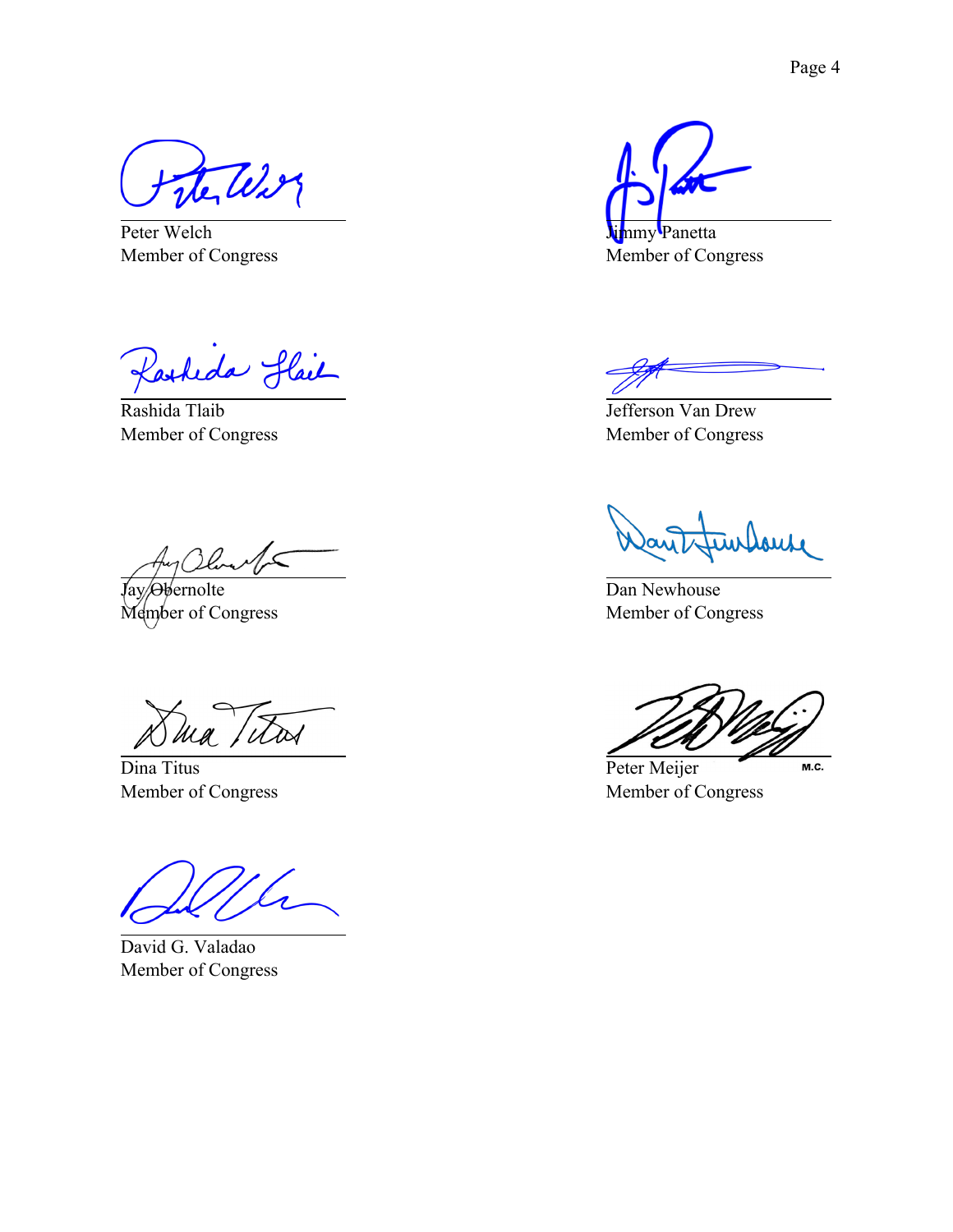Peter Welch
Member of Congress

Jimmy Panetta
Member of Congress

Rashida Tlaib
Member of Congress

Jefferson Van Drew
Member of Congress

Jay Obernolte
Member of Congress

Dan Newhouse
Member of Congress

Dina Titus
Member of Congress

Peter Meijer
Member of Congress

David G. Valadao
Member of Congress